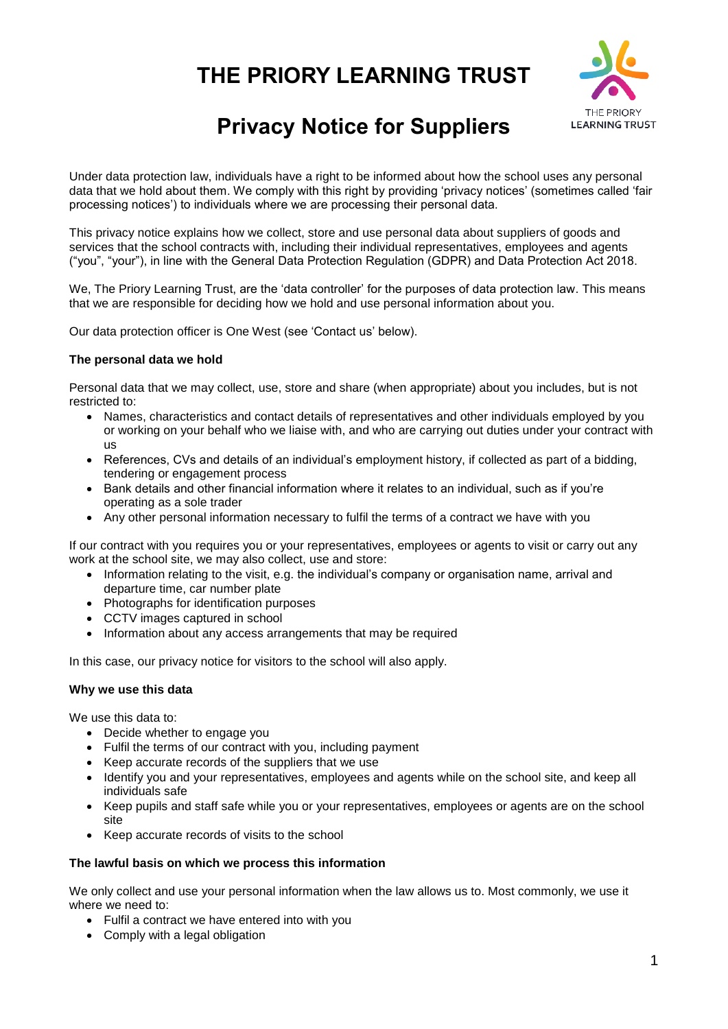# THE PRIORY LEARNING TRUST

## Privacy Notice for Suppliers

Under data protection law, individuals have a right to be informed about how the school uses any personal data that we hold about them. We comply with this right by providing 'privacy notices' (sometimes called 'fair processing notices') to individuals where we are processing their personal data.

This privacy notice explains how we collect, store and use personal data about suppliers of goods and services that the school contracts with, including their individual representatives, employees and agents ("you", "your"), in line with the General Data Protection Regulation (GDPR) and Data Protection Act 2018.

We, The Priory Learning Trust, are the 'data controller' for the purposes of data protection law. This means that we are responsible for deciding how we hold and use personal information about you.

Our data protection officer is One West (see 'Contact us' below).

**The personal data we hold**

Personal data that we may collect, use, store and share (when appropriate) about you includes, but is not restricted to:

- Names, characteristics and contact details of representatives and other individuals employed by you or working on your behalf who we liaise with, and who are carrying out duties under your contract with us
- References, CVs and details of an individual's employment history, if collected as part of a bidding, tendering or engagement process
- Bank details and other financial information where it relates to an individual, such as if you're operating as a sole trader
- Any other personal information necessary to fulfil the terms of a contract we have with you

If our contract with you requires you or your representatives, employees or agents to visit or carry out any work at the school site, we may also collect, use and store:

- Information relating to the visit, e.g. the individual's company or organisation name, arrival and departure time, car number plate
- Photographs for identification purposes
- CCTV images captured in school
- Information about any access arrangements that may be required

In this case, our privacy notice for visitors to the school will also apply.

**Why we use this data**

We use this data to:

- Decide whether to engage you
- Fulfil the terms of our contract with you, including payment
- Keep accurate records of the suppliers that we use
- Identify you and your representatives, employees and agents while on the school site, and keep all individuals safe
- Keep pupils and staff safe while you or your representatives, employees or agents are on the school site
- Keep accurate records of visits to the school

**The lawful basis on which we process this information**

We only collect and use your personal information when the law allows us to. Most commonly, we use it where we need to:

- Fulfil a contract we have entered into with you
- Comply with a legal obligation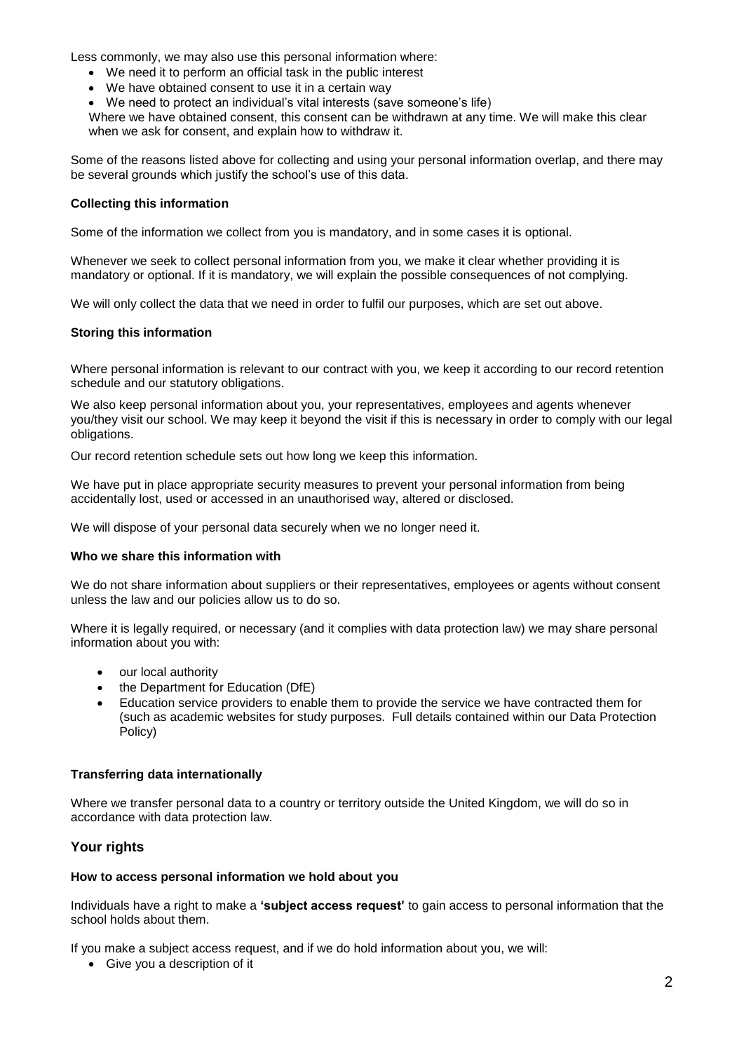Less commonly, we may also use this personal information where:

- We need it to perform an official task in the public interest
- We have obtained consent to use it in a certain way
- We need to protect an individual's vital interests (save someone's life)

Where we have obtained consent, this consent can be withdrawn at any time. We will make this clear when we ask for consent, and explain how to withdraw it.

Some of the reasons listed above for collecting and using your personal information overlap, and there may be several grounds which justify the school's use of this data.

**Collecting this information**

Some of the information we collect from you is mandatory, and in some cases it is optional.

Whenever we seek to collect personal information from you, we make it clear whether providing it is mandatory or optional. If it is mandatory, we will explain the possible consequences of not complying.

We will only collect the data that we need in order to fulfil our purposes, which are set out above.

**Storing this information**

Where personal information is relevant to our contract with you, we keep it according to our record retention schedule and our statutory obligations.

We also keep personal information about you, your representatives, employees and agents whenever you/they visit our school. We may keep it beyond the visit if this is necessary in order to comply with our legal obligations.

Our record retention schedule sets out how long we keep this information.

We have put in place appropriate security measures to prevent your personal information from being accidentally lost, used or accessed in an unauthorised way, altered or disclosed.

We will dispose of your personal data securely when we no longer need it.

**Who we share this information with**

We do not share information about suppliers or their representatives, employees or agents without consent unless the law and our policies allow us to do so.

Where it is legally required, or necessary (and it complies with data protection law) we may share personal information about you with:

- our local authority
- the Department for Education (DfE)
- Education service providers to enable them to provide the service we have contracted them for (such as academic websites for study purposes. Full details contained within our Data Protection Policy)

**Transferring data internationally**

Where we transfer personal data to a country or territory outside the United Kingdom, we will do so in accordance with data protection law.

## Your rights

**How to access personal information we hold about you**

Individuals have a right to make a **'subject access request'** to gain access to personal information that the school holds about them.

If you make a subject access request, and if we do hold information about you, we will:

- Give you a description of it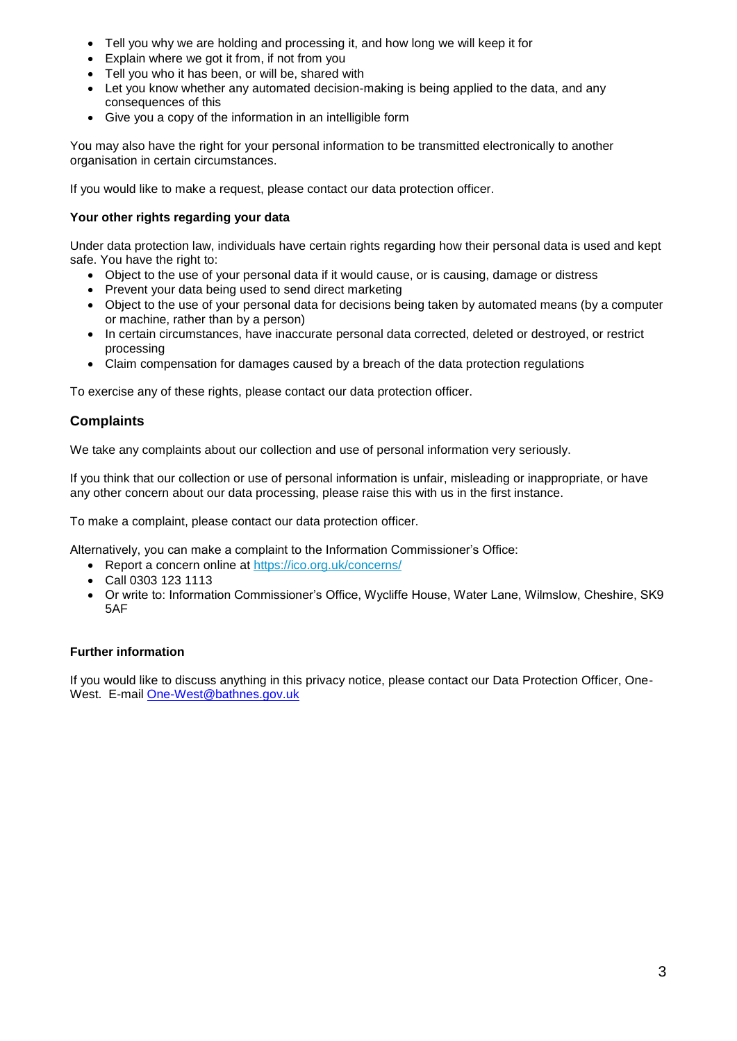- Tell you why we are holding and processing it, and how long we will keep it for
- Explain where we got it from, if not from you
- Tell you who it has been, or will be, shared with
- Let you know whether any automated decision-making is being applied to the data, and any consequences of this
- Give you a copy of the information in an intelligible form

You may also have the right for your personal information to be transmitted electronically to another organisation in certain circumstances.

If you would like to make a request, please contact our data protection officer.

**Your other rights regarding your data**

Under data protection law, individuals have certain rights regarding how their personal data is used and kept safe. You have the right to:

- Object to the use of your personal data if it would cause, or is causing, damage or distress
- Prevent your data being used to send direct marketing
- Object to the use of your personal data for decisions being taken by automated means (by a computer or machine, rather than by a person)
- In certain circumstances, have inaccurate personal data corrected, deleted or destroyed, or restrict processing
- Claim compensation for damages caused by a breach of the data protection regulations

To exercise any of these rights, please contact our data protection officer.

## Complaints

We take any complaints about our collection and use of personal information very seriously.

If you think that our collection or use of personal information is unfair, misleading or inappropriate, or have any other concern about our data processing, please raise this with us in the first instance.

To make a complaint, please contact our data protection officer.

Alternatively, you can make a complaint to the Information Commissioner's Office:

- Report a concern online at https://ico.org.uk/concerns/
- Call 0303 123 1113
- Or write to: Information Commissioner's Office, Wycliffe House, Water Lane, Wilmslow, Cheshire, SK9 5AF

**Further information**

If you would like to discuss anything in this privacy notice, please contact our Data Protection Officer, One-West. E-mail One-West@bathnes.gov.uk